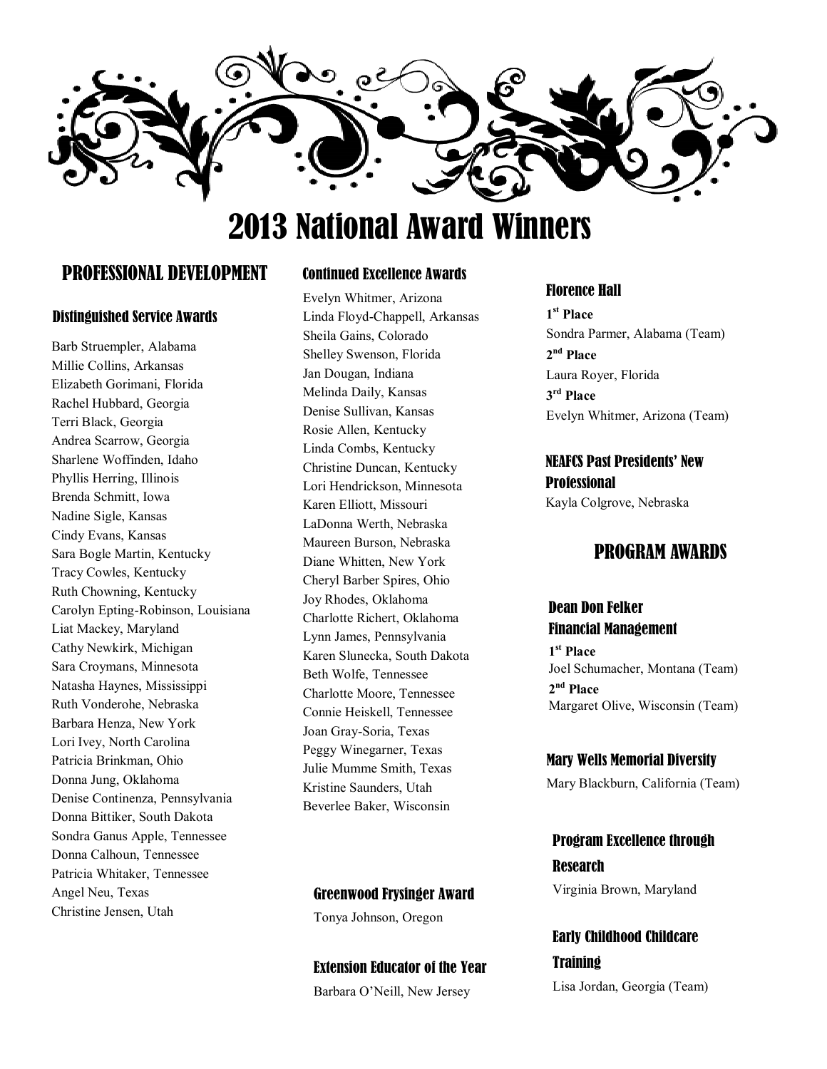# 2013 National Award Winners

## PROFESSIONAL DEVELOPMENT

### Distinguished Service Awards

Barb Struempler, Alabama
Millie Collins, Arkansas
Elizabeth Gorimani, Florida
Rachel Hubbard, Georgia
Terri Black, Georgia
Andrea Scarrow, Georgia
Sharlene Woffinden, Idaho
Phyllis Herring, Illinois
Brenda Schmitt, Iowa
Nadine Sigle, Kansas
Cindy Evans, Kansas
Sara Bogle Martin, Kentucky
Tracy Cowles, Kentucky
Ruth Chowning, Kentucky
Carolyn Epting-Robinson, Louisiana
Liat Mackey, Maryland
Cathy Newkirk, Michigan
Sara Croymans, Minnesota
Natasha Haynes, Mississippi
Ruth Vonderohe, Nebraska
Barbara Henza, New York
Lori Ivey, North Carolina
Patricia Brinkman, Ohio
Donna Jung, Oklahoma
Denise Continenza, Pennsylvania
Donna Bittiker, South Dakota
Sondra Ganus Apple, Tennessee
Donna Calhoun, Tennessee
Patricia Whitaker, Tennessee
Angel Neu, Texas
Christine Jensen, Utah

### Continued Excellence Awards

Evelyn Whitmer, Arizona
Linda Floyd-Chappell, Arkansas
Sheila Gains, Colorado
Shelley Swenson, Florida
Jan Dougan, Indiana
Melinda Daily, Kansas
Denise Sullivan, Kansas
Rosie Allen, Kentucky
Linda Combs, Kentucky
Christine Duncan, Kentucky
Lori Hendrickson, Minnesota
Karen Elliott, Missouri
LaDonna Werth, Nebraska
Maureen Burson, Nebraska
Diane Whitten, New York
Cheryl Barber Spires, Ohio
Joy Rhodes, Oklahoma
Charlotte Richert, Oklahoma
Lynn James, Pennsylvania
Karen Slunecka, South Dakota
Beth Wolfe, Tennessee
Charlotte Moore, Tennessee
Connie Heiskell, Tennessee
Joan Gray-Soria, Texas
Peggy Winegarner, Texas
Julie Mumme Smith, Texas
Kristine Saunders, Utah
Beverlee Baker, Wisconsin

### Greenwood Frysinger Award

Tonya Johnson, Oregon

### Extension Educator of the Year

Barbara O'Neill, New Jersey

### Florence Hall

**1st Place**
Sondra Parmer, Alabama (Team)
**2nd Place**
Laura Royer, Florida
**3rd Place**
Evelyn Whitmer, Arizona (Team)

### NEAFCS Past Presidents' New Professional

Kayla Colgrove, Nebraska

## PROGRAM AWARDS

### Dean Don Felker Financial Management

**1st Place**
Joel Schumacher, Montana (Team)
**2nd Place**
Margaret Olive, Wisconsin (Team)

### Mary Wells Memorial Diversity

Mary Blackburn, California (Team)

### Program Excellence through Research

Virginia Brown, Maryland

### Early Childhood Childcare Training

Lisa Jordan, Georgia (Team)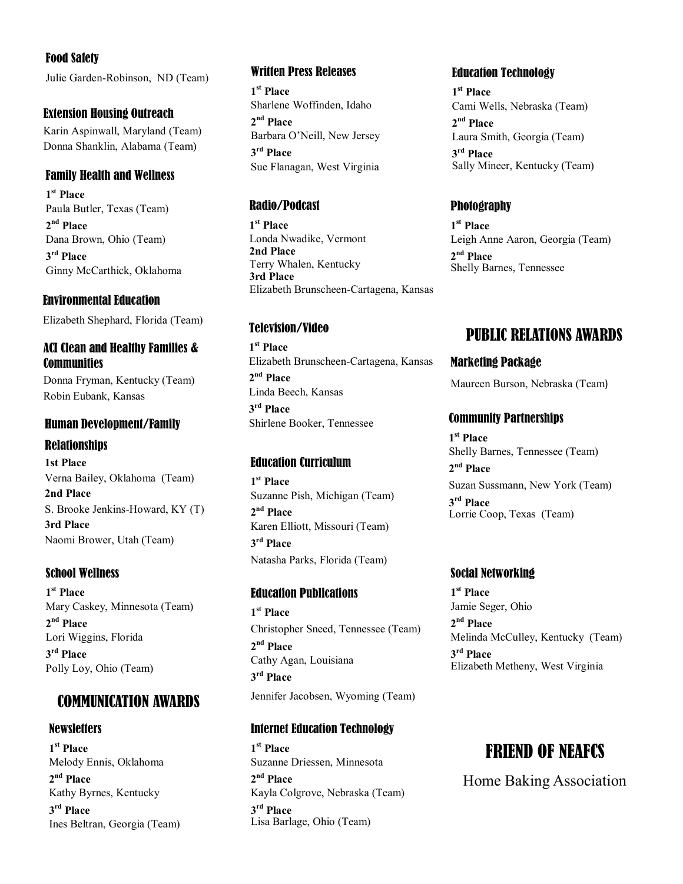### Food Safety

Julie Garden-Robinson, ND (Team)

### Extension Housing Outreach

Karin Aspinwall, Maryland (Team)
Donna Shanklin, Alabama (Team)

### Family Health and Wellness

**1st Place**
Paula Butler, Texas (Team)
**2nd Place**
Dana Brown, Ohio (Team)
**3rd Place**
Ginny McCarthick, Oklahoma

### Environmental Education

Elizabeth Shephard, Florida (Team)

### ACI Clean and Healthy Families & Communities

Donna Fryman, Kentucky (Team)
Robin Eubank, Kansas

### Human Development/Family Relationships

**1st Place**
Verna Bailey, Oklahoma (Team)
**2nd Place**
S. Brooke Jenkins-Howard, KY (T)
**3rd Place**
Naomi Brower, Utah (Team)

### School Wellness

**1st Place**
Mary Caskey, Minnesota (Team)
**2nd Place**
Lori Wiggins, Florida
**3rd Place**
Polly Loy, Ohio (Team)

## COMMUNICATION AWARDS

### Newsletters

**1st Place**
Melody Ennis, Oklahoma
**2nd Place**
Kathy Byrnes, Kentucky
**3rd Place**
Ines Beltran, Georgia (Team)

### Written Press Releases

**1st Place**
Sharlene Woffinden, Idaho
**2nd Place**
Barbara O'Neill, New Jersey
**3rd Place**
Sue Flanagan, West Virginia

### Radio/Podcast

**1st Place**
Londa Nwadike, Vermont
**2nd Place**
Terry Whalen, Kentucky
**3rd Place**
Elizabeth Brunscheen-Cartagena, Kansas

### Television/Video

**1st Place**
Elizabeth Brunscheen-Cartagena, Kansas
**2nd Place**
Linda Beech, Kansas
**3rd Place**
Shirlene Booker, Tennessee

### Education Curriculum

**1st Place**
Suzanne Pish, Michigan (Team)
**2nd Place**
Karen Elliott, Missouri (Team)
**3rd Place**
Natasha Parks, Florida (Team)

### Education Publications

**1st Place**
Christopher Sneed, Tennessee (Team)
**2nd Place**
Cathy Agan, Louisiana
**3rd Place**
Jennifer Jacobsen, Wyoming (Team)

### Internet Education Technology

**1st Place**
Suzanne Driessen, Minnesota
**2nd Place**
Kayla Colgrove, Nebraska (Team)
**3rd Place**
Lisa Barlage, Ohio (Team)

### Education Technology

**1st Place**
Cami Wells, Nebraska (Team)
**2nd Place**
Laura Smith, Georgia (Team)
**3rd Place**
Sally Mineer, Kentucky (Team)

### Photography

**1st Place**
Leigh Anne Aaron, Georgia (Team)
**2nd Place**
Shelly Barnes, Tennessee

## PUBLIC RELATIONS AWARDS

### Marketing Package

Maureen Burson, Nebraska (Team)

### Community Partnerships

**1st Place**
Shelly Barnes, Tennessee (Team)
**2nd Place**
Suzan Sussmann, New York (Team)
**3rd Place**
Lorrie Coop, Texas (Team)

### Social Networking

**1st Place**
Jamie Seger, Ohio
**2nd Place**
Melinda McCulley, Kentucky (Team)
**3rd Place**
Elizabeth Metheny, West Virginia

## FRIEND OF NEAFCS

Home Baking Association